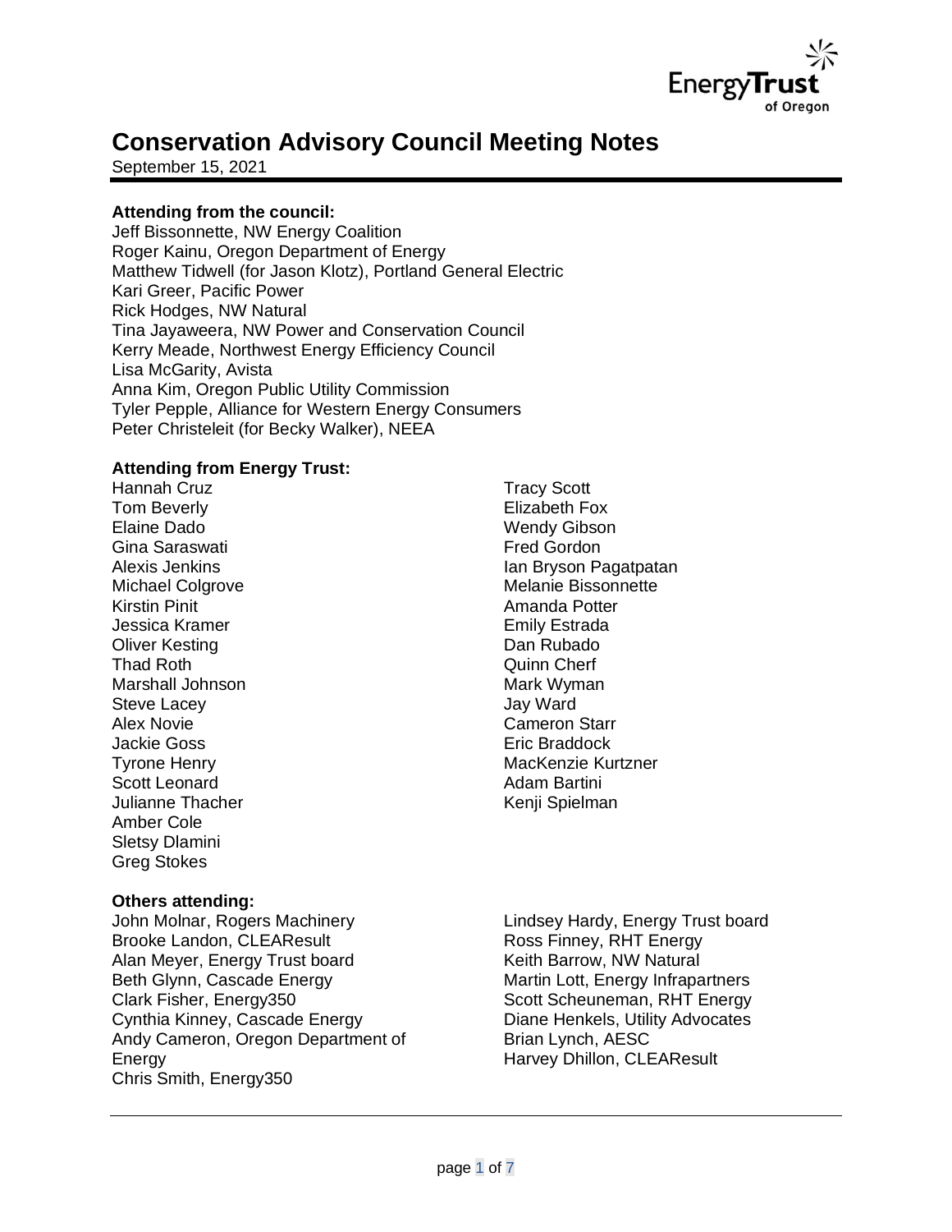# Conservation Advisory Council Meeting Notes

September 15, 2021

**Attending from the council:**
Jeff Bissonnette, NW Energy Coalition
Roger Kainu, Oregon Department of Energy
Matthew Tidwell (for Jason Klotz), Portland General Electric
Kari Greer, Pacific Power
Rick Hodges, NW Natural
Tina Jayaweera, NW Power and Conservation Council
Kerry Meade, Northwest Energy Efficiency Council
Lisa McGarity, Avista
Anna Kim, Oregon Public Utility Commission
Tyler Pepple, Alliance for Western Energy Consumers
Peter Christeleit (for Becky Walker), NEEA

**Attending from Energy Trust:**
Hannah Cruz
Tom Beverly
Elaine Dado
Gina Saraswati
Alexis Jenkins
Michael Colgrove
Kirstin Pinit
Jessica Kramer
Oliver Kesting
Thad Roth
Marshall Johnson
Steve Lacey
Alex Novie
Jackie Goss
Tyrone Henry
Scott Leonard
Julianne Thacher
Amber Cole
Sletsy Dlamini
Greg Stokes
Tracy Scott
Elizabeth Fox
Wendy Gibson
Fred Gordon
Ian Bryson Pagatpatan
Melanie Bissonnette
Amanda Potter
Emily Estrada
Dan Rubado
Quinn Cherf
Mark Wyman
Jay Ward
Cameron Starr
Eric Braddock
MacKenzie Kurtzner
Adam Bartini
Kenji Spielman

**Others attending:**
John Molnar, Rogers Machinery
Brooke Landon, CLEAResult
Alan Meyer, Energy Trust board
Beth Glynn, Cascade Energy
Clark Fisher, Energy350
Cynthia Kinney, Cascade Energy
Andy Cameron, Oregon Department of Energy
Chris Smith, Energy350
Lindsey Hardy, Energy Trust board
Ross Finney, RHT Energy
Keith Barrow, NW Natural
Martin Lott, Energy Infrapartners
Scott Scheuneman, RHT Energy
Diane Henkels, Utility Advocates
Brian Lynch, AESC
Harvey Dhillon, CLEAResult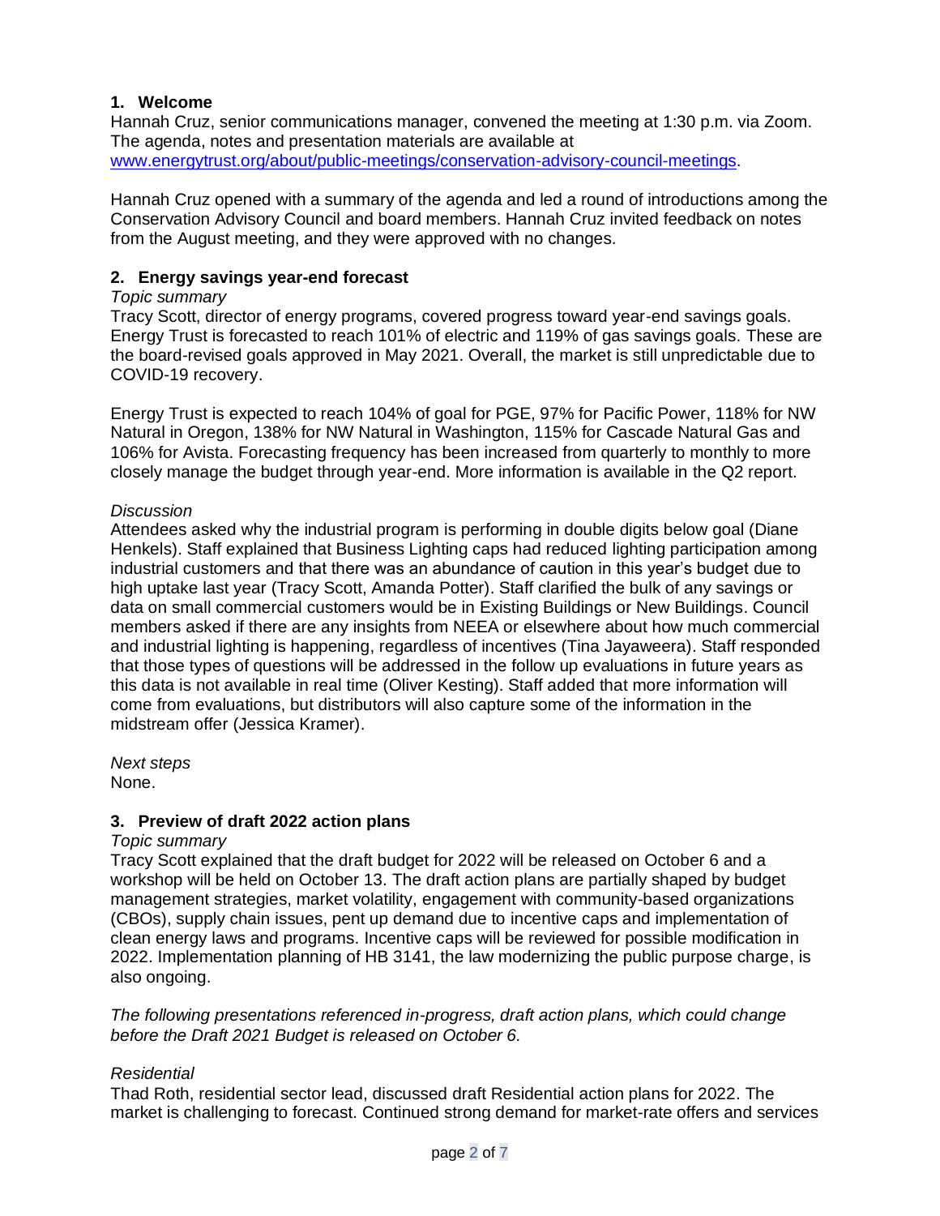## 1. Welcome

Hannah Cruz, senior communications manager, convened the meeting at 1:30 p.m. via Zoom. The agenda, notes and presentation materials are available at [www.energytrust.org/about/public-meetings/conservation-advisory-council-meetings](www.energytrust.org/about/public-meetings/conservation-advisory-council-meetings).

Hannah Cruz opened with a summary of the agenda and led a round of introductions among the Conservation Advisory Council and board members. Hannah Cruz invited feedback on notes from the August meeting, and they were approved with no changes.

## 2. Energy savings year-end forecast

*Topic summary*

Tracy Scott, director of energy programs, covered progress toward year-end savings goals. Energy Trust is forecasted to reach 101% of electric and 119% of gas savings goals. These are the board-revised goals approved in May 2021. Overall, the market is still unpredictable due to COVID-19 recovery.

Energy Trust is expected to reach 104% of goal for PGE, 97% for Pacific Power, 118% for NW Natural in Oregon, 138% for NW Natural in Washington, 115% for Cascade Natural Gas and 106% for Avista. Forecasting frequency has been increased from quarterly to monthly to more closely manage the budget through year-end. More information is available in the Q2 report.

*Discussion*

Attendees asked why the industrial program is performing in double digits below goal (Diane Henkels). Staff explained that Business Lighting caps had reduced lighting participation among industrial customers and that there was an abundance of caution in this year's budget due to high uptake last year (Tracy Scott, Amanda Potter). Staff clarified the bulk of any savings or data on small commercial customers would be in Existing Buildings or New Buildings. Council members asked if there are any insights from NEEA or elsewhere about how much commercial and industrial lighting is happening, regardless of incentives (Tina Jayaweera). Staff responded that those types of questions will be addressed in the follow up evaluations in future years as this data is not available in real time (Oliver Kesting). Staff added that more information will come from evaluations, but distributors will also capture some of the information in the midstream offer (Jessica Kramer).

*Next steps*

None.

## 3. Preview of draft 2022 action plans

*Topic summary*

Tracy Scott explained that the draft budget for 2022 will be released on October 6 and a workshop will be held on October 13. The draft action plans are partially shaped by budget management strategies, market volatility, engagement with community-based organizations (CBOs), supply chain issues, pent up demand due to incentive caps and implementation of clean energy laws and programs. Incentive caps will be reviewed for possible modification in 2022. Implementation planning of HB 3141, the law modernizing the public purpose charge, is also ongoing.

*The following presentations referenced in-progress, draft action plans, which could change before the Draft 2021 Budget is released on October 6.*

*Residential*

Thad Roth, residential sector lead, discussed draft Residential action plans for 2022. The market is challenging to forecast. Continued strong demand for market-rate offers and services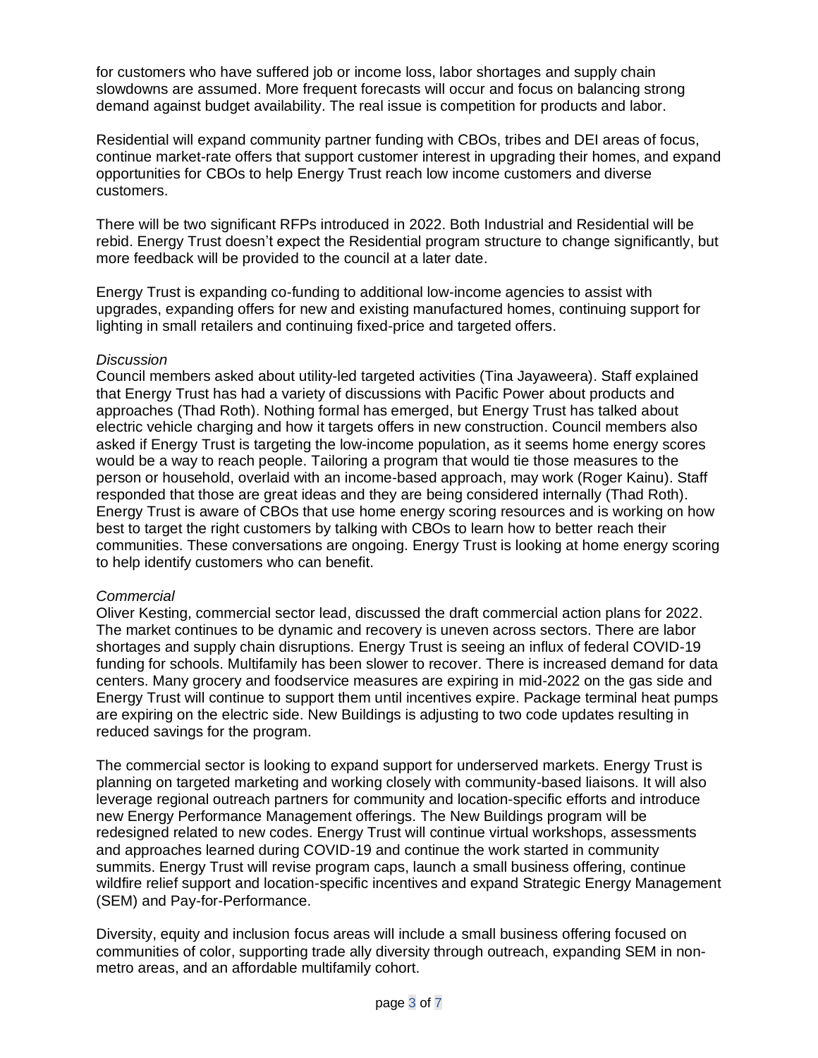for customers who have suffered job or income loss, labor shortages and supply chain slowdowns are assumed. More frequent forecasts will occur and focus on balancing strong demand against budget availability. The real issue is competition for products and labor.

Residential will expand community partner funding with CBOs, tribes and DEI areas of focus, continue market-rate offers that support customer interest in upgrading their homes, and expand opportunities for CBOs to help Energy Trust reach low income customers and diverse customers.

There will be two significant RFPs introduced in 2022. Both Industrial and Residential will be rebid. Energy Trust doesn't expect the Residential program structure to change significantly, but more feedback will be provided to the council at a later date.

Energy Trust is expanding co-funding to additional low-income agencies to assist with upgrades, expanding offers for new and existing manufactured homes, continuing support for lighting in small retailers and continuing fixed-price and targeted offers.

*Discussion*
Council members asked about utility-led targeted activities (Tina Jayaweera). Staff explained that Energy Trust has had a variety of discussions with Pacific Power about products and approaches (Thad Roth). Nothing formal has emerged, but Energy Trust has talked about electric vehicle charging and how it targets offers in new construction. Council members also asked if Energy Trust is targeting the low-income population, as it seems home energy scores would be a way to reach people. Tailoring a program that would tie those measures to the person or household, overlaid with an income-based approach, may work (Roger Kainu). Staff responded that those are great ideas and they are being considered internally (Thad Roth). Energy Trust is aware of CBOs that use home energy scoring resources and is working on how best to target the right customers by talking with CBOs to learn how to better reach their communities. These conversations are ongoing. Energy Trust is looking at home energy scoring to help identify customers who can benefit.

*Commercial*
Oliver Kesting, commercial sector lead, discussed the draft commercial action plans for 2022. The market continues to be dynamic and recovery is uneven across sectors. There are labor shortages and supply chain disruptions. Energy Trust is seeing an influx of federal COVID-19 funding for schools. Multifamily has been slower to recover. There is increased demand for data centers. Many grocery and foodservice measures are expiring in mid-2022 on the gas side and Energy Trust will continue to support them until incentives expire. Package terminal heat pumps are expiring on the electric side. New Buildings is adjusting to two code updates resulting in reduced savings for the program.

The commercial sector is looking to expand support for underserved markets. Energy Trust is planning on targeted marketing and working closely with community-based liaisons. It will also leverage regional outreach partners for community and location-specific efforts and introduce new Energy Performance Management offerings. The New Buildings program will be redesigned related to new codes. Energy Trust will continue virtual workshops, assessments and approaches learned during COVID-19 and continue the work started in community summits. Energy Trust will revise program caps, launch a small business offering, continue wildfire relief support and location-specific incentives and expand Strategic Energy Management (SEM) and Pay-for-Performance.

Diversity, equity and inclusion focus areas will include a small business offering focused on communities of color, supporting trade ally diversity through outreach, expanding SEM in non-metro areas, and an affordable multifamily cohort.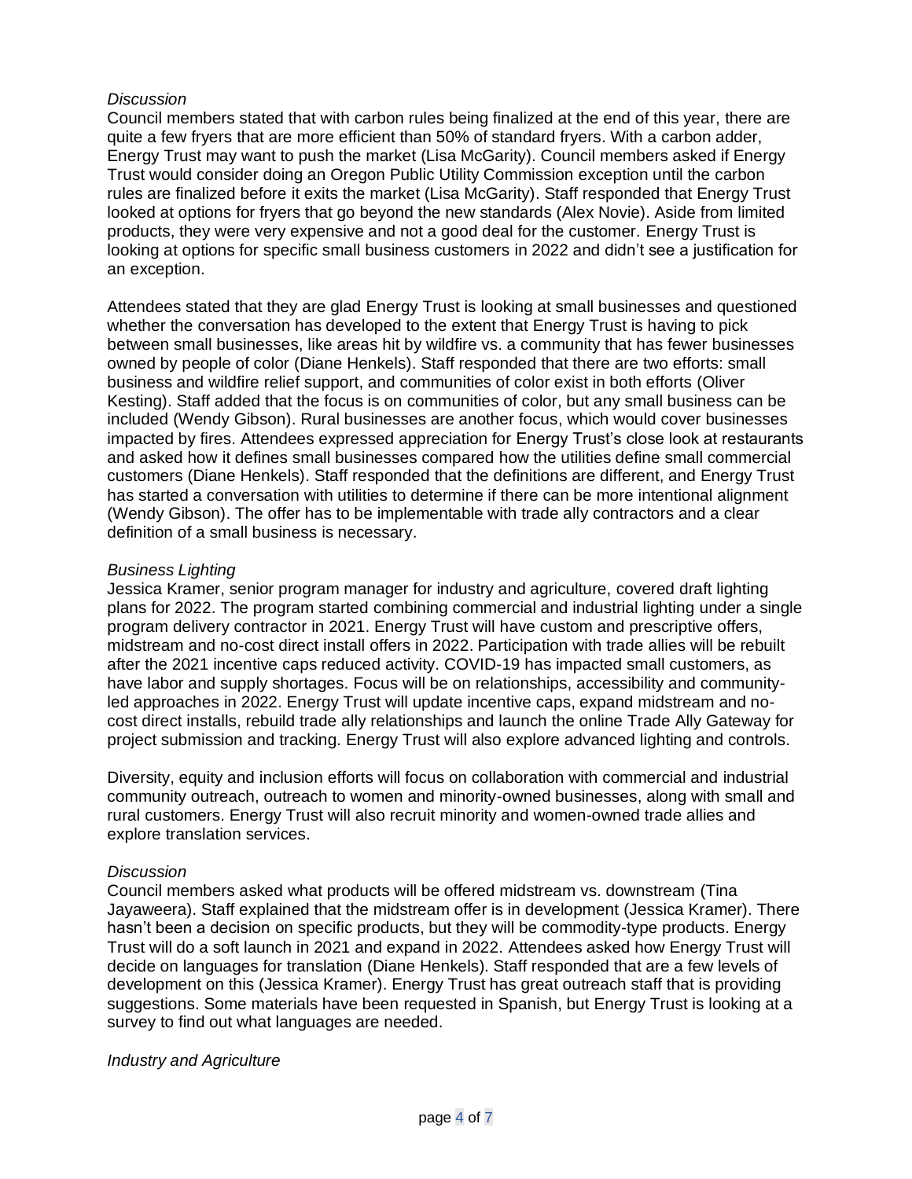*Discussion*

Council members stated that with carbon rules being finalized at the end of this year, there are quite a few fryers that are more efficient than 50% of standard fryers. With a carbon adder, Energy Trust may want to push the market (Lisa McGarity). Council members asked if Energy Trust would consider doing an Oregon Public Utility Commission exception until the carbon rules are finalized before it exits the market (Lisa McGarity). Staff responded that Energy Trust looked at options for fryers that go beyond the new standards (Alex Novie). Aside from limited products, they were very expensive and not a good deal for the customer. Energy Trust is looking at options for specific small business customers in 2022 and didn't see a justification for an exception.

Attendees stated that they are glad Energy Trust is looking at small businesses and questioned whether the conversation has developed to the extent that Energy Trust is having to pick between small businesses, like areas hit by wildfire vs. a community that has fewer businesses owned by people of color (Diane Henkels). Staff responded that there are two efforts: small business and wildfire relief support, and communities of color exist in both efforts (Oliver Kesting). Staff added that the focus is on communities of color, but any small business can be included (Wendy Gibson). Rural businesses are another focus, which would cover businesses impacted by fires. Attendees expressed appreciation for Energy Trust's close look at restaurants and asked how it defines small businesses compared how the utilities define small commercial customers (Diane Henkels). Staff responded that the definitions are different, and Energy Trust has started a conversation with utilities to determine if there can be more intentional alignment (Wendy Gibson). The offer has to be implementable with trade ally contractors and a clear definition of a small business is necessary.

*Business Lighting*

Jessica Kramer, senior program manager for industry and agriculture, covered draft lighting plans for 2022. The program started combining commercial and industrial lighting under a single program delivery contractor in 2021. Energy Trust will have custom and prescriptive offers, midstream and no-cost direct install offers in 2022. Participation with trade allies will be rebuilt after the 2021 incentive caps reduced activity. COVID-19 has impacted small customers, as have labor and supply shortages. Focus will be on relationships, accessibility and community-led approaches in 2022. Energy Trust will update incentive caps, expand midstream and no-cost direct installs, rebuild trade ally relationships and launch the online Trade Ally Gateway for project submission and tracking. Energy Trust will also explore advanced lighting and controls.

Diversity, equity and inclusion efforts will focus on collaboration with commercial and industrial community outreach, outreach to women and minority-owned businesses, along with small and rural customers. Energy Trust will also recruit minority and women-owned trade allies and explore translation services.

*Discussion*

Council members asked what products will be offered midstream vs. downstream (Tina Jayaweera). Staff explained that the midstream offer is in development (Jessica Kramer). There hasn't been a decision on specific products, but they will be commodity-type products. Energy Trust will do a soft launch in 2021 and expand in 2022. Attendees asked how Energy Trust will decide on languages for translation (Diane Henkels). Staff responded that are a few levels of development on this (Jessica Kramer). Energy Trust has great outreach staff that is providing suggestions. Some materials have been requested in Spanish, but Energy Trust is looking at a survey to find out what languages are needed.

*Industry and Agriculture*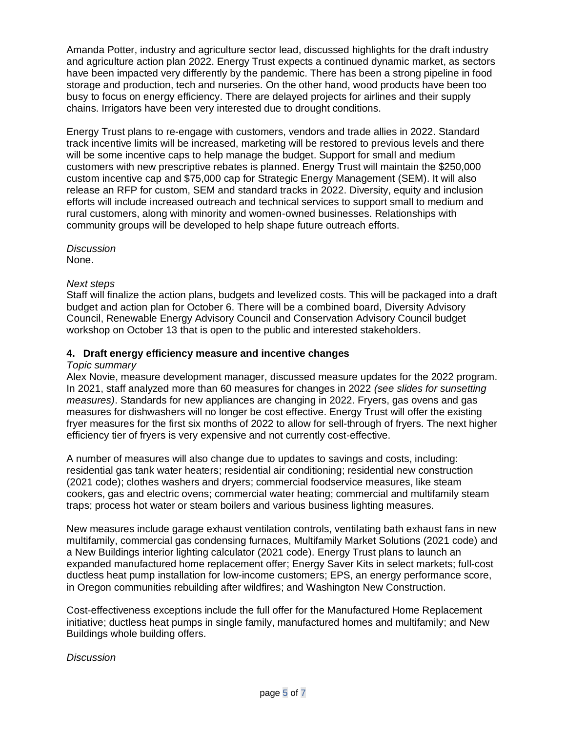Amanda Potter, industry and agriculture sector lead, discussed highlights for the draft industry and agriculture action plan 2022. Energy Trust expects a continued dynamic market, as sectors have been impacted very differently by the pandemic. There has been a strong pipeline in food storage and production, tech and nurseries. On the other hand, wood products have been too busy to focus on energy efficiency. There are delayed projects for airlines and their supply chains. Irrigators have been very interested due to drought conditions.

Energy Trust plans to re-engage with customers, vendors and trade allies in 2022. Standard track incentive limits will be increased, marketing will be restored to previous levels and there will be some incentive caps to help manage the budget. Support for small and medium customers with new prescriptive rebates is planned. Energy Trust will maintain the $250,000 custom incentive cap and $75,000 cap for Strategic Energy Management (SEM). It will also release an RFP for custom, SEM and standard tracks in 2022. Diversity, equity and inclusion efforts will include increased outreach and technical services to support small to medium and rural customers, along with minority and women-owned businesses. Relationships with community groups will be developed to help shape future outreach efforts.

*Discussion*
None.

*Next steps*
Staff will finalize the action plans, budgets and levelized costs. This will be packaged into a draft budget and action plan for October 6. There will be a combined board, Diversity Advisory Council, Renewable Energy Advisory Council and Conservation Advisory Council budget workshop on October 13 that is open to the public and interested stakeholders.

**4. Draft energy efficiency measure and incentive changes**

*Topic summary*
Alex Novie, measure development manager, discussed measure updates for the 2022 program. In 2021, staff analyzed more than 60 measures for changes in 2022 *(see slides for sunsetting measures)*. Standards for new appliances are changing in 2022. Fryers, gas ovens and gas measures for dishwashers will no longer be cost effective. Energy Trust will offer the existing fryer measures for the first six months of 2022 to allow for sell-through of fryers. The next higher efficiency tier of fryers is very expensive and not currently cost-effective.

A number of measures will also change due to updates to savings and costs, including: residential gas tank water heaters; residential air conditioning; residential new construction (2021 code); clothes washers and dryers; commercial foodservice measures, like steam cookers, gas and electric ovens; commercial water heating; commercial and multifamily steam traps; process hot water or steam boilers and various business lighting measures.

New measures include garage exhaust ventilation controls, ventilating bath exhaust fans in new multifamily, commercial gas condensing furnaces, Multifamily Market Solutions (2021 code) and a New Buildings interior lighting calculator (2021 code). Energy Trust plans to launch an expanded manufactured home replacement offer; Energy Saver Kits in select markets; full-cost ductless heat pump installation for low-income customers; EPS, an energy performance score, in Oregon communities rebuilding after wildfires; and Washington New Construction.

Cost-effectiveness exceptions include the full offer for the Manufactured Home Replacement initiative; ductless heat pumps in single family, manufactured homes and multifamily; and New Buildings whole building offers.

*Discussion*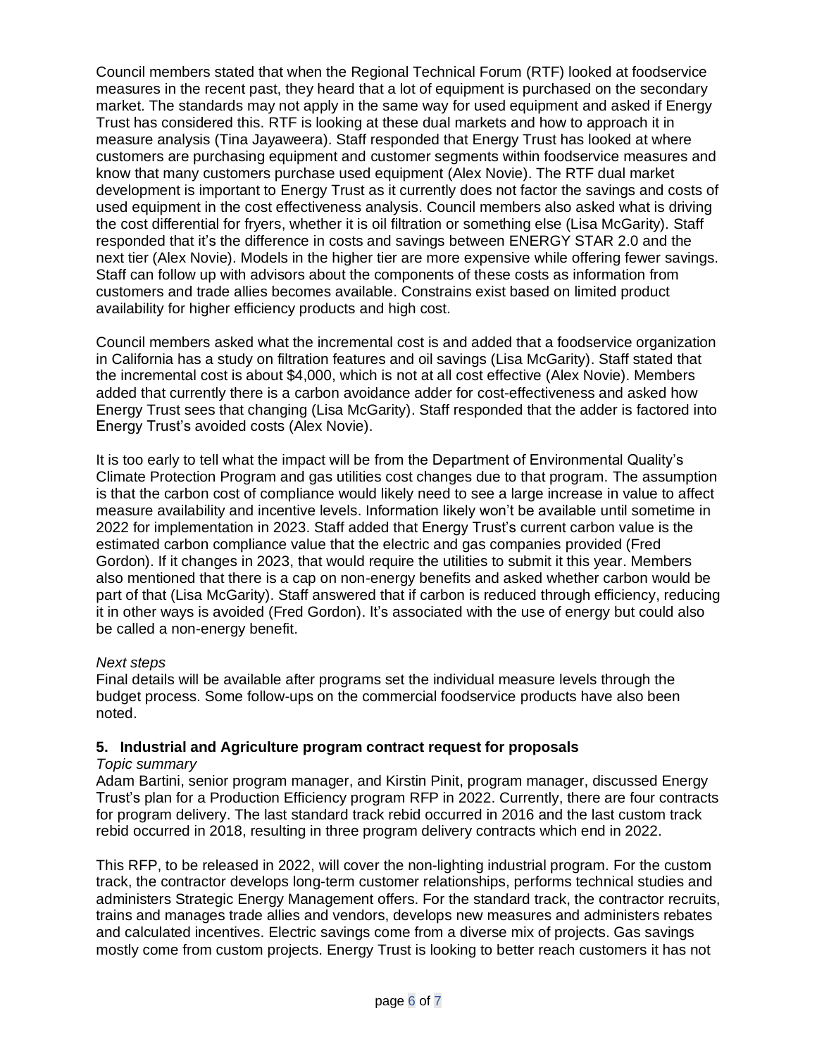Council members stated that when the Regional Technical Forum (RTF) looked at foodservice measures in the recent past, they heard that a lot of equipment is purchased on the secondary market. The standards may not apply in the same way for used equipment and asked if Energy Trust has considered this. RTF is looking at these dual markets and how to approach it in measure analysis (Tina Jayaweera). Staff responded that Energy Trust has looked at where customers are purchasing equipment and customer segments within foodservice measures and know that many customers purchase used equipment (Alex Novie). The RTF dual market development is important to Energy Trust as it currently does not factor the savings and costs of used equipment in the cost effectiveness analysis. Council members also asked what is driving the cost differential for fryers, whether it is oil filtration or something else (Lisa McGarity). Staff responded that it's the difference in costs and savings between ENERGY STAR 2.0 and the next tier (Alex Novie). Models in the higher tier are more expensive while offering fewer savings. Staff can follow up with advisors about the components of these costs as information from customers and trade allies becomes available. Constrains exist based on limited product availability for higher efficiency products and high cost.

Council members asked what the incremental cost is and added that a foodservice organization in California has a study on filtration features and oil savings (Lisa McGarity). Staff stated that the incremental cost is about $4,000, which is not at all cost effective (Alex Novie). Members added that currently there is a carbon avoidance adder for cost-effectiveness and asked how Energy Trust sees that changing (Lisa McGarity). Staff responded that the adder is factored into Energy Trust's avoided costs (Alex Novie).

It is too early to tell what the impact will be from the Department of Environmental Quality's Climate Protection Program and gas utilities cost changes due to that program. The assumption is that the carbon cost of compliance would likely need to see a large increase in value to affect measure availability and incentive levels. Information likely won't be available until sometime in 2022 for implementation in 2023. Staff added that Energy Trust's current carbon value is the estimated carbon compliance value that the electric and gas companies provided (Fred Gordon). If it changes in 2023, that would require the utilities to submit it this year. Members also mentioned that there is a cap on non-energy benefits and asked whether carbon would be part of that (Lisa McGarity). Staff answered that if carbon is reduced through efficiency, reducing it in other ways is avoided (Fred Gordon). It's associated with the use of energy but could also be called a non-energy benefit.

*Next steps*
Final details will be available after programs set the individual measure levels through the budget process. Some follow-ups on the commercial foodservice products have also been noted.

### 5. Industrial and Agriculture program contract request for proposals

*Topic summary*
Adam Bartini, senior program manager, and Kirstin Pinit, program manager, discussed Energy Trust's plan for a Production Efficiency program RFP in 2022. Currently, there are four contracts for program delivery. The last standard track rebid occurred in 2016 and the last custom track rebid occurred in 2018, resulting in three program delivery contracts which end in 2022.

This RFP, to be released in 2022, will cover the non-lighting industrial program. For the custom track, the contractor develops long-term customer relationships, performs technical studies and administers Strategic Energy Management offers. For the standard track, the contractor recruits, trains and manages trade allies and vendors, develops new measures and administers rebates and calculated incentives. Electric savings come from a diverse mix of projects. Gas savings mostly come from custom projects. Energy Trust is looking to better reach customers it has not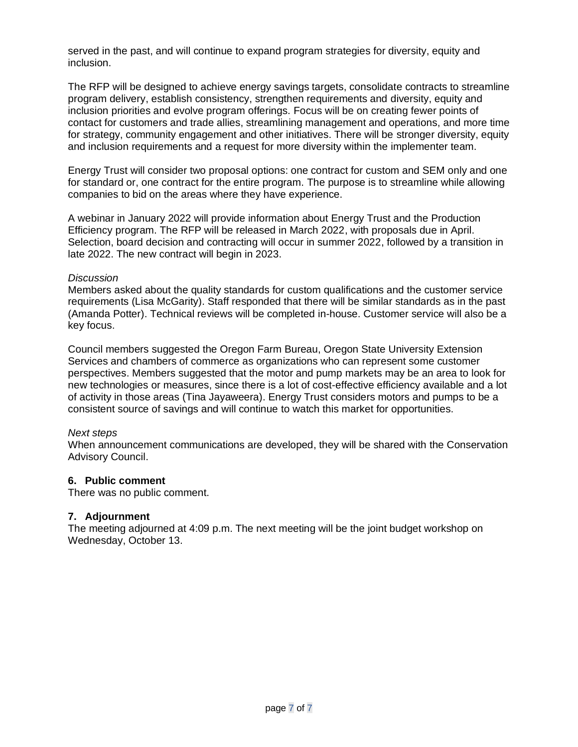served in the past, and will continue to expand program strategies for diversity, equity and inclusion.

The RFP will be designed to achieve energy savings targets, consolidate contracts to streamline program delivery, establish consistency, strengthen requirements and diversity, equity and inclusion priorities and evolve program offerings. Focus will be on creating fewer points of contact for customers and trade allies, streamlining management and operations, and more time for strategy, community engagement and other initiatives. There will be stronger diversity, equity and inclusion requirements and a request for more diversity within the implementer team.

Energy Trust will consider two proposal options: one contract for custom and SEM only and one for standard or, one contract for the entire program. The purpose is to streamline while allowing companies to bid on the areas where they have experience.

A webinar in January 2022 will provide information about Energy Trust and the Production Efficiency program. The RFP will be released in March 2022, with proposals due in April. Selection, board decision and contracting will occur in summer 2022, followed by a transition in late 2022. The new contract will begin in 2023.

*Discussion*
Members asked about the quality standards for custom qualifications and the customer service requirements (Lisa McGarity). Staff responded that there will be similar standards as in the past (Amanda Potter). Technical reviews will be completed in-house. Customer service will also be a key focus.

Council members suggested the Oregon Farm Bureau, Oregon State University Extension Services and chambers of commerce as organizations who can represent some customer perspectives. Members suggested that the motor and pump markets may be an area to look for new technologies or measures, since there is a lot of cost-effective efficiency available and a lot of activity in those areas (Tina Jayaweera). Energy Trust considers motors and pumps to be a consistent source of savings and will continue to watch this market for opportunities.

*Next steps*
When announcement communications are developed, they will be shared with the Conservation Advisory Council.

**6. Public comment**
There was no public comment.

**7. Adjournment**
The meeting adjourned at 4:09 p.m. The next meeting will be the joint budget workshop on Wednesday, October 13.